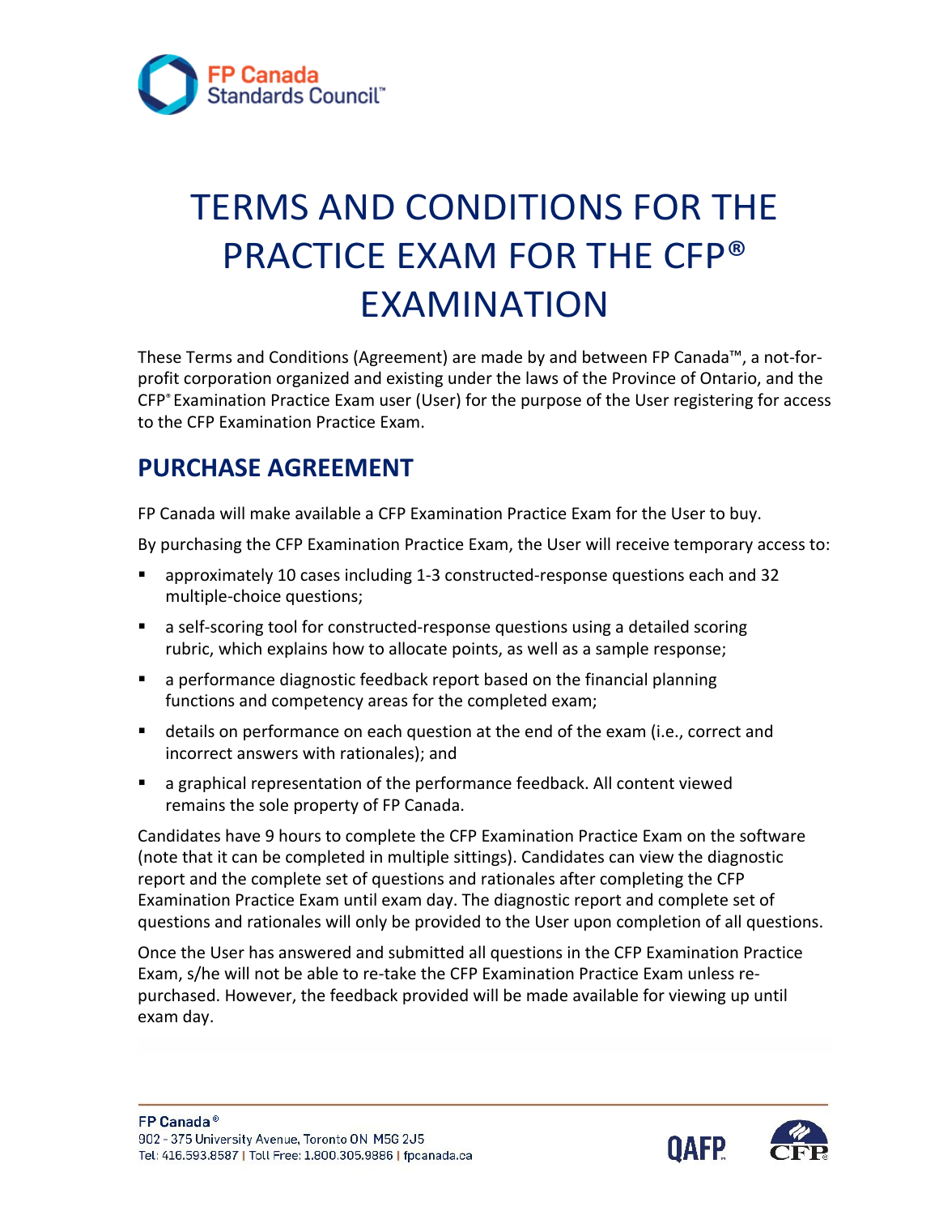# TERMS AND CONDITIONS FOR THE PRACTICE EXAM FOR THE CFP® EXAMINATION

These Terms and Conditions (Agreement) are made by and between FP Canada™, a not-for-profit corporation organized and existing under the laws of the Province of Ontario, and the CFP® Examination Practice Exam user (User) for the purpose of the User registering for access to the CFP Examination Practice Exam.

## PURCHASE AGREEMENT

FP Canada will make available a CFP Examination Practice Exam for the User to buy.

By purchasing the CFP Examination Practice Exam, the User will receive temporary access to:

- approximately 10 cases including 1-3 constructed-response questions each and 32 multiple-choice questions;
- a self-scoring tool for constructed-response questions using a detailed scoring rubric, which explains how to allocate points, as well as a sample response;
- a performance diagnostic feedback report based on the financial planning functions and competency areas for the completed exam;
- details on performance on each question at the end of the exam (i.e., correct and incorrect answers with rationales); and
- a graphical representation of the performance feedback. All content viewed remains the sole property of FP Canada.

Candidates have 9 hours to complete the CFP Examination Practice Exam on the software (note that it can be completed in multiple sittings). Candidates can view the diagnostic report and the complete set of questions and rationales after completing the CFP Examination Practice Exam until exam day. The diagnostic report and complete set of questions and rationales will only be provided to the User upon completion of all questions.

Once the User has answered and submitted all questions in the CFP Examination Practice Exam, s/he will not be able to re-take the CFP Examination Practice Exam unless re-purchased. However, the feedback provided will be made available for viewing up until exam day.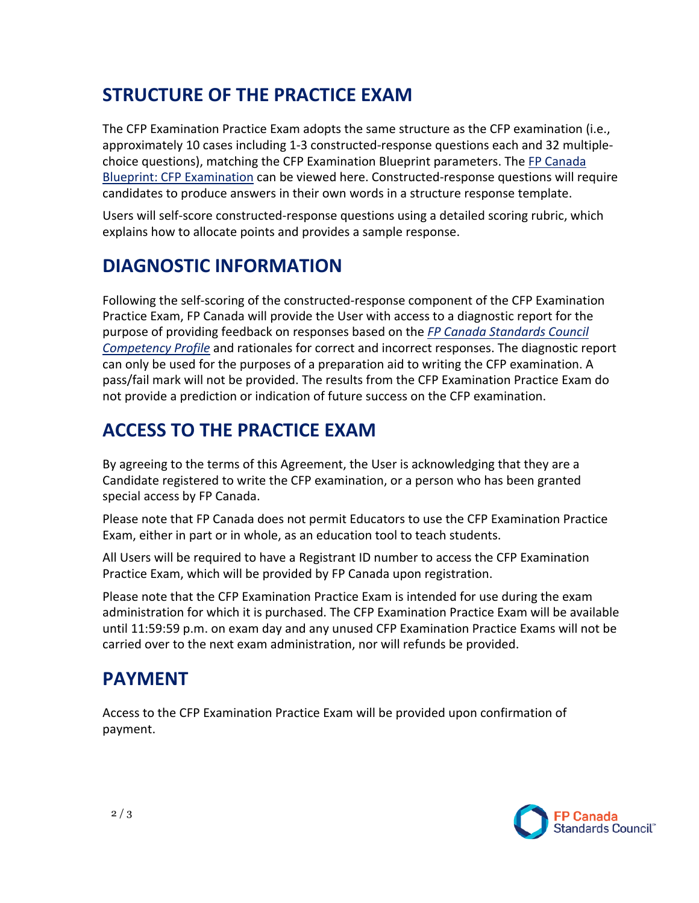## STRUCTURE OF THE PRACTICE EXAM

The CFP Examination Practice Exam adopts the same structure as the CFP examination (i.e., approximately 10 cases including 1-3 constructed-response questions each and 32 multiple-choice questions), matching the CFP Examination Blueprint parameters. The FP Canada Blueprint: CFP Examination can be viewed here. Constructed-response questions will require candidates to produce answers in their own words in a structure response template.

Users will self-score constructed-response questions using a detailed scoring rubric, which explains how to allocate points and provides a sample response.

## DIAGNOSTIC INFORMATION

Following the self-scoring of the constructed-response component of the CFP Examination Practice Exam, FP Canada will provide the User with access to a diagnostic report for the purpose of providing feedback on responses based on the *FP Canada Standards Council Competency Profile* and rationales for correct and incorrect responses. The diagnostic report can only be used for the purposes of a preparation aid to writing the CFP examination. A pass/fail mark will not be provided. The results from the CFP Examination Practice Exam do not provide a prediction or indication of future success on the CFP examination.

## ACCESS TO THE PRACTICE EXAM

By agreeing to the terms of this Agreement, the User is acknowledging that they are a Candidate registered to write the CFP examination, or a person who has been granted special access by FP Canada.

Please note that FP Canada does not permit Educators to use the CFP Examination Practice Exam, either in part or in whole, as an education tool to teach students.

All Users will be required to have a Registrant ID number to access the CFP Examination Practice Exam, which will be provided by FP Canada upon registration.

Please note that the CFP Examination Practice Exam is intended for use during the exam administration for which it is purchased. The CFP Examination Practice Exam will be available until 11:59:59 p.m. on exam day and any unused CFP Examination Practice Exams will not be carried over to the next exam administration, nor will refunds be provided.

## PAYMENT

Access to the CFP Examination Practice Exam will be provided upon confirmation of payment.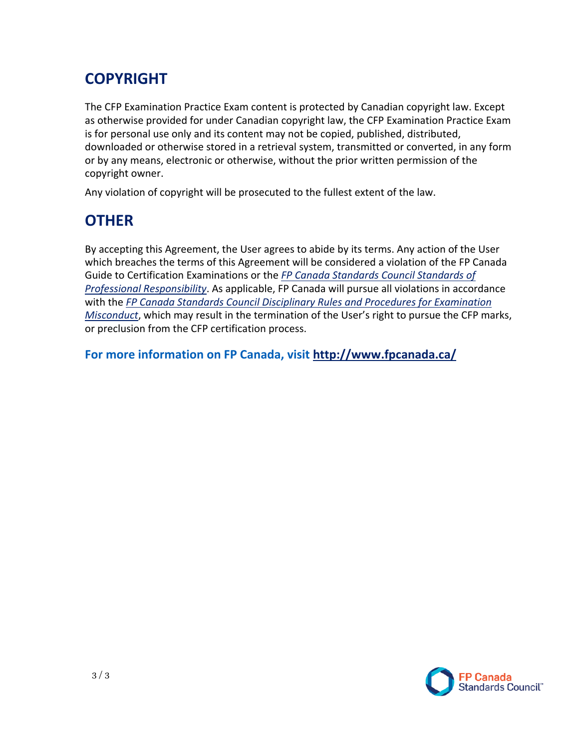## COPYRIGHT

The CFP Examination Practice Exam content is protected by Canadian copyright law. Except as otherwise provided for under Canadian copyright law, the CFP Examination Practice Exam is for personal use only and its content may not be copied, published, distributed, downloaded or otherwise stored in a retrieval system, transmitted or converted, in any form or by any means, electronic or otherwise, without the prior written permission of the copyright owner.

Any violation of copyright will be prosecuted to the fullest extent of the law.

## OTHER

By accepting this Agreement, the User agrees to abide by its terms. Any action of the User which breaches the terms of this Agreement will be considered a violation of the FP Canada Guide to Certification Examinations or the *FP Canada Standards Council Standards of Professional Responsibility*. As applicable, FP Canada will pursue all violations in accordance with the *FP Canada Standards Council Disciplinary Rules and Procedures for Examination Misconduct*, which may result in the termination of the User's right to pursue the CFP marks, or preclusion from the CFP certification process.

**For more information on FP Canada, visit http://www.fpcanada.ca/**